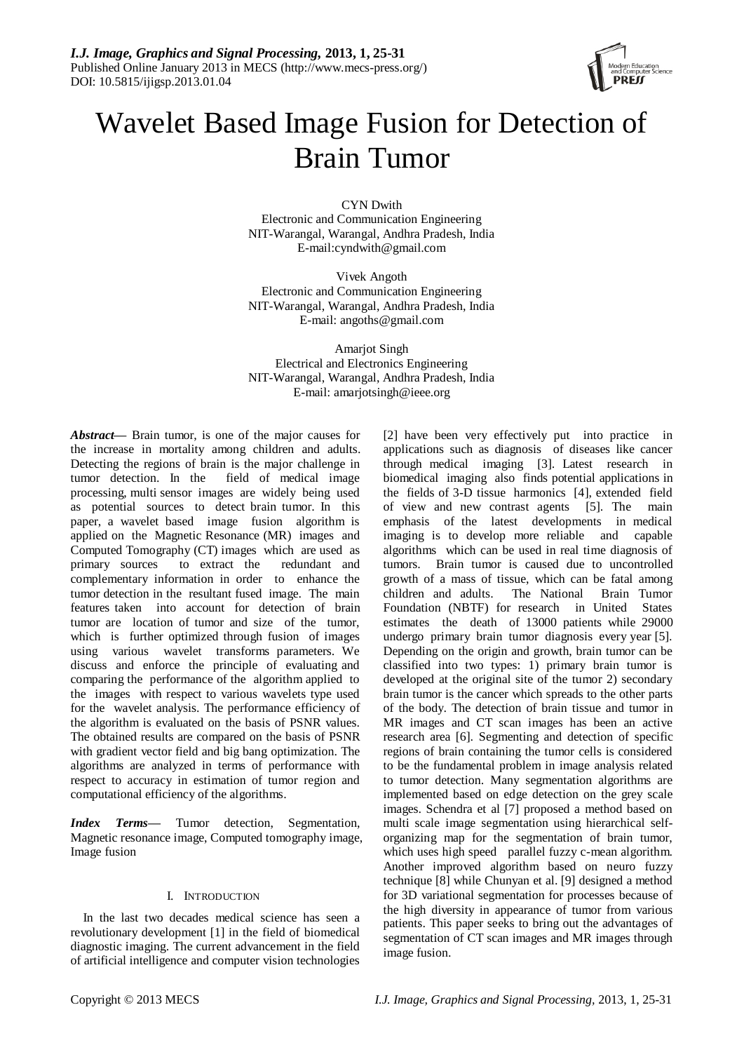# Wavelet Based Image Fusion for Detection of Brain Tumor

CYN Dwith
Electronic and Communication Engineering
NIT-Warangal, Warangal, Andhra Pradesh, India
E-mail:cyndwith@gmail.com

Vivek Angoth
Electronic and Communication Engineering
NIT-Warangal, Warangal, Andhra Pradesh, India
E-mail: angoths@gmail.com

Amarjot Singh
Electrical and Electronics Engineering
NIT-Warangal, Warangal, Andhra Pradesh, India
E-mail: amarjotsingh@ieee.org

***Abstract*—** Brain tumor, is one of the major causes for the increase in mortality among children and adults. Detecting the regions of brain is the major challenge in tumor detection. In the field of medical image processing, multi sensor images are widely being used as potential sources to detect brain tumor. In this paper, a wavelet based image fusion algorithm is applied on the Magnetic Resonance (MR) images and Computed Tomography (CT) images which are used as primary sources to extract the redundant and complementary information in order to enhance the tumor detection in the resultant fused image. The main features taken into account for detection of brain tumor are location of tumor and size of the tumor, which is further optimized through fusion of images using various wavelet transforms parameters. We discuss and enforce the principle of evaluating and comparing the performance of the algorithm applied to the images with respect to various wavelets type used for the wavelet analysis. The performance efficiency of the algorithm is evaluated on the basis of PSNR values. The obtained results are compared on the basis of PSNR with gradient vector field and big bang optimization. The algorithms are analyzed in terms of performance with respect to accuracy in estimation of tumor region and computational efficiency of the algorithms.

***Index Terms*—** Tumor detection, Segmentation, Magnetic resonance image, Computed tomography image, Image fusion

## I. INTRODUCTION

In the last two decades medical science has seen a revolutionary development [1] in the field of biomedical diagnostic imaging. The current advancement in the field of artificial intelligence and computer vision technologies [2] have been very effectively put into practice in applications such as diagnosis of diseases like cancer through medical imaging [3]. Latest research in biomedical imaging also finds potential applications in the fields of 3-D tissue harmonics [4], extended field of view and new contrast agents [5]. The main emphasis of the latest developments in medical imaging is to develop more reliable and capable algorithms which can be used in real time diagnosis of tumors. Brain tumor is caused due to uncontrolled growth of a mass of tissue, which can be fatal among children and adults. The National Brain Tumor Foundation (NBTF) for research in United States estimates the death of 13000 patients while 29000 undergo primary brain tumor diagnosis every year [5]. Depending on the origin and growth, brain tumor can be classified into two types: 1) primary brain tumor is developed at the original site of the tumor 2) secondary brain tumor is the cancer which spreads to the other parts of the body. The detection of brain tissue and tumor in MR images and CT scan images has been an active research area [6]. Segmenting and detection of specific regions of brain containing the tumor cells is considered to be the fundamental problem in image analysis related to tumor detection. Many segmentation algorithms are implemented based on edge detection on the grey scale images. Schendra et al [7] proposed a method based on multi scale image segmentation using hierarchical self-organizing map for the segmentation of brain tumor, which uses high speed parallel fuzzy c-mean algorithm. Another improved algorithm based on neuro fuzzy technique [8] while Chunyan et al. [9] designed a method for 3D variational segmentation for processes because of the high diversity in appearance of tumor from various patients. This paper seeks to bring out the advantages of segmentation of CT scan images and MR images through image fusion.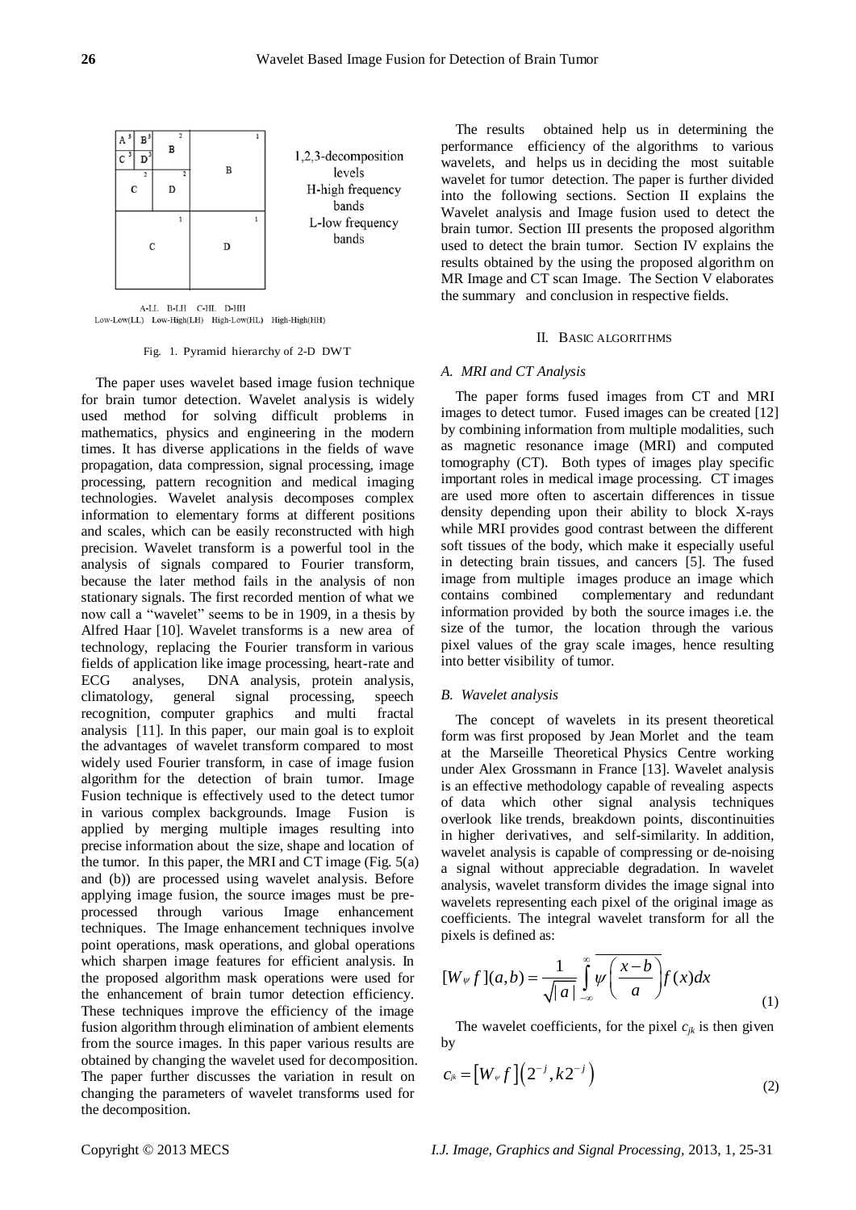Fig. 1. Pyramid hierarchy of 2-D DWT

The paper uses wavelet based image fusion technique for brain tumor detection. Wavelet analysis is widely used method for solving difficult problems in mathematics, physics and engineering in the modern times. It has diverse applications in the fields of wave propagation, data compression, signal processing, image processing, pattern recognition and medical imaging technologies. Wavelet analysis decomposes complex information to elementary forms at different positions and scales, which can be easily reconstructed with high precision. Wavelet transform is a powerful tool in the analysis of signals compared to Fourier transform, because the later method fails in the analysis of non stationary signals. The first recorded mention of what we now call a "wavelet" seems to be in 1909, in a thesis by Alfred Haar [10]. Wavelet transforms is a new area of technology, replacing the Fourier transform in various fields of application like image processing, heart-rate and ECG analyses, DNA analysis, protein analysis, climatology, general signal processing, speech recognition, computer graphics and multi fractal analysis [11]. In this paper, our main goal is to exploit the advantages of wavelet transform compared to most widely used Fourier transform, in case of image fusion algorithm for the detection of brain tumor. Image Fusion technique is effectively used to the detect tumor in various complex backgrounds. Image Fusion is applied by merging multiple images resulting into precise information about the size, shape and location of the tumor. In this paper, the MRI and CT image (Fig. 5(a) and (b)) are processed using wavelet analysis. Before applying image fusion, the source images must be pre-processed through various Image enhancement techniques. The Image enhancement techniques involve point operations, mask operations, and global operations which sharpen image features for efficient analysis. In the proposed algorithm mask operations were used for the enhancement of brain tumor detection efficiency. These techniques improve the efficiency of the image fusion algorithm through elimination of ambient elements from the source images. In this paper various results are obtained by changing the wavelet used for decomposition. The paper further discusses the variation in result on changing the parameters of wavelet transforms used for the decomposition.

The results obtained help us in determining the performance efficiency of the algorithms to various wavelets, and helps us in deciding the most suitable wavelet for tumor detection. The paper is further divided into the following sections. Section II explains the Wavelet analysis and Image fusion used to detect the brain tumor. Section III presents the proposed algorithm used to detect the brain tumor. Section IV explains the results obtained by the using the proposed algorithm on MR Image and CT scan Image. The Section V elaborates the summary and conclusion in respective fields.

## II. Basic Algorithms

### A. MRI and CT Analysis

The paper forms fused images from CT and MRI images to detect tumor. Fused images can be created [12] by combining information from multiple modalities, such as magnetic resonance image (MRI) and computed tomography (CT). Both types of images play specific important roles in medical image processing. CT images are used more often to ascertain differences in tissue density depending upon their ability to block X-rays while MRI provides good contrast between the different soft tissues of the body, which make it especially useful in detecting brain tissues, and cancers [5]. The fused image from multiple images produce an image which contains combined complementary and redundant information provided by both the source images i.e. the size of the tumor, the location through the various pixel values of the gray scale images, hence resulting into better visibility of tumor.

### B. Wavelet analysis

The concept of wavelets in its present theoretical form was first proposed by Jean Morlet and the team at the Marseille Theoretical Physics Centre working under Alex Grossmann in France [13]. Wavelet analysis is an effective methodology capable of revealing aspects of data which other signal analysis techniques overlook like trends, breakdown points, discontinuities in higher derivatives, and self-similarity. In addition, wavelet analysis is capable of compressing or de-noising a signal without appreciable degradation. In wavelet analysis, wavelet transform divides the image signal into wavelets representing each pixel of the original image as coefficients. The integral wavelet transform for all the pixels is defined as:

$$[W_{\psi} f](a,b) = \frac{1}{\sqrt{|a|}} \int_{-\infty}^{\infty} \overline{\psi\left(\frac{x-b}{a}\right)} f(x)dx \tag{1}$$

The wavelet coefficients, for the pixel $c_{jk}$ is then given by

$$c_{jk} = \left[W_{\psi} f\right]\left(2^{-j}, k2^{-j}\right) \tag{2}$$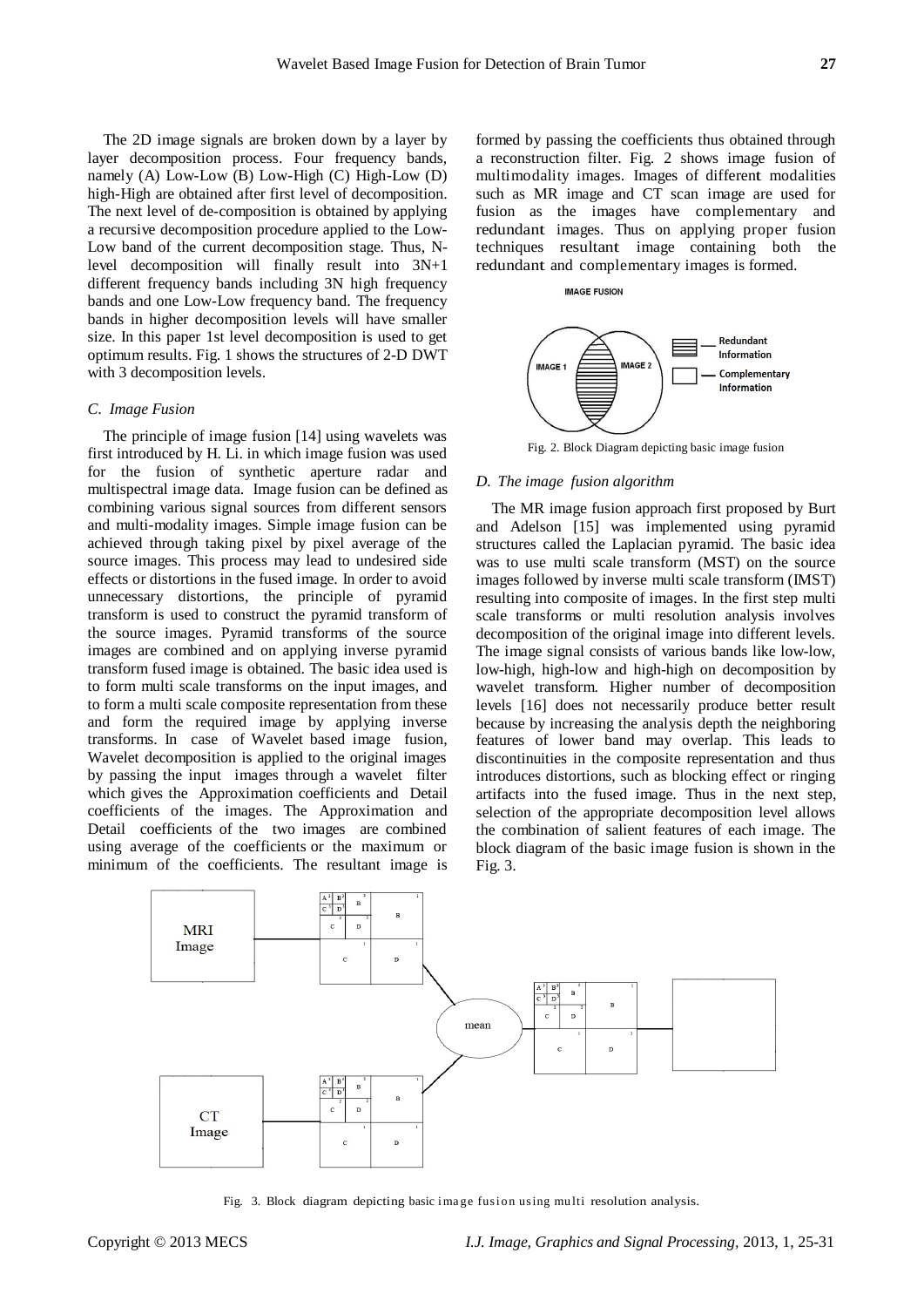The 2D image signals are broken down by a layer by layer decomposition process. Four frequency bands, namely (A) Low-Low (B) Low-High (C) High-Low (D) high-High are obtained after first level of decomposition. The next level of de-composition is obtained by applying a recursive decomposition procedure applied to the Low-Low band of the current decomposition stage. Thus, N-level decomposition will finally result into 3N+1 different frequency bands including 3N high frequency bands and one Low-Low frequency band. The frequency bands in higher decomposition levels will have smaller size. In this paper 1st level decomposition is used to get optimum results. Fig. 1 shows the structures of 2-D DWT with 3 decomposition levels.

### *C. Image Fusion*

The principle of image fusion [14] using wavelets was first introduced by H. Li. in which image fusion was used for the fusion of synthetic aperture radar and multispectral image data. Image fusion can be defined as combining various signal sources from different sensors and multi-modality images. Simple image fusion can be achieved through taking pixel by pixel average of the source images. This process may lead to undesired side effects or distortions in the fused image. In order to avoid unnecessary distortions, the principle of pyramid transform is used to construct the pyramid transform of the source images. Pyramid transforms of the source images are combined and on applying inverse pyramid transform fused image is obtained. The basic idea used is to form multi scale transforms on the input images, and to form a multi scale composite representation from these and form the required image by applying inverse transforms. In case of Wavelet based image fusion, Wavelet decomposition is applied to the original images by passing the input images through a wavelet filter which gives the Approximation coefficients and Detail coefficients of the images. The Approximation and Detail coefficients of the two images are combined using average of the coefficients or the maximum or minimum of the coefficients. The resultant image is formed by passing the coefficients thus obtained through a reconstruction filter. Fig. 2 shows image fusion of multimodality images. Images of different modalities such as MR image and CT scan image are used for fusion as the images have complementary and redundant images. Thus on applying proper fusion techniques resultant image containing both the redundant and complementary images is formed.

Fig. 2. Block Diagram depicting basic image fusion

### *D. The image fusion algorithm*

The MR image fusion approach first proposed by Burt and Adelson [15] was implemented using pyramid structures called the Laplacian pyramid. The basic idea was to use multi scale transform (MST) on the source images followed by inverse multi scale transform (IMST) resulting into composite of images. In the first step multi scale transforms or multi resolution analysis involves decomposition of the original image into different levels. The image signal consists of various bands like low-low, low-high, high-low and high-high on decomposition by wavelet transform. Higher number of decomposition levels [16] does not necessarily produce better result because by increasing the analysis depth the neighboring features of lower band may overlap. This leads to discontinuities in the composite representation and thus introduces distortions, such as blocking effect or ringing artifacts into the fused image. Thus in the next step, selection of the appropriate decomposition level allows the combination of salient features of each image. The block diagram of the basic image fusion is shown in the Fig. 3.

Fig. 3. Block diagram depicting basic image fusion using multi resolution analysis.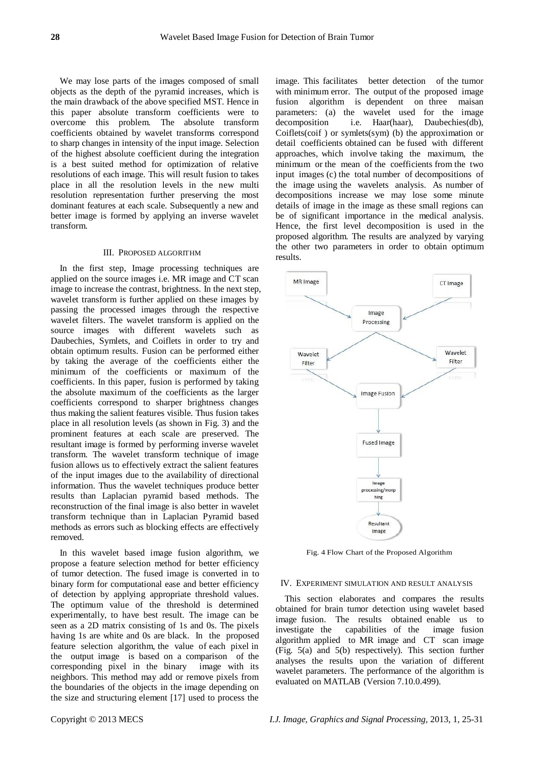We may lose parts of the images composed of small objects as the depth of the pyramid increases, which is the main drawback of the above specified MST. Hence in this paper absolute transform coefficients were to overcome this problem. The absolute transform coefficients obtained by wavelet transforms correspond to sharp changes in intensity of the input image. Selection of the highest absolute coefficient during the integration is a best suited method for optimization of relative resolutions of each image. This will result fusion to takes place in all the resolution levels in the new multi resolution representation further preserving the most dominant features at each scale. Subsequently a new and better image is formed by applying an inverse wavelet transform.

## III. PROPOSED ALGORITHM

In the first step, Image processing techniques are applied on the source images i.e. MR image and CT scan image to increase the contrast, brightness. In the next step, wavelet transform is further applied on these images by passing the processed images through the respective wavelet filters. The wavelet transform is applied on the source images with different wavelets such as Daubechies, Symlets, and Coiflets in order to try and obtain optimum results. Fusion can be performed either by taking the average of the coefficients either the minimum of the coefficients or maximum of the coefficients. In this paper, fusion is performed by taking the absolute maximum of the coefficients as the larger coefficients correspond to sharper brightness changes thus making the salient features visible. Thus fusion takes place in all resolution levels (as shown in Fig. 3) and the prominent features at each scale are preserved. The resultant image is formed by performing inverse wavelet transform. The wavelet transform technique of image fusion allows us to effectively extract the salient features of the input images due to the availability of directional information. Thus the wavelet techniques produce better results than Laplacian pyramid based methods. The reconstruction of the final image is also better in wavelet transform technique than in Laplacian Pyramid based methods as errors such as blocking effects are effectively removed.

In this wavelet based image fusion algorithm, we propose a feature selection method for better efficiency of tumor detection. The fused image is converted in to binary form for computational ease and better efficiency of detection by applying appropriate threshold values. The optimum value of the threshold is determined experimentally, to have best result. The image can be seen as a 2D matrix consisting of 1s and 0s. The pixels having 1s are white and 0s are black. In the proposed feature selection algorithm, the value of each pixel in the output image is based on a comparison of the corresponding pixel in the binary image with its neighbors. This method may add or remove pixels from the boundaries of the objects in the image depending on the size and structuring element [17] used to process the image. This facilitates better detection of the tumor with minimum error. The output of the proposed image fusion algorithm is dependent on three maisan parameters: (a) the wavelet used for the image decomposition i.e. Haar(haar), Daubechies(db), Coiflets(coif ) or symlets(sym) (b) the approximation or detail coefficients obtained can be fused with different approaches, which involve taking the maximum, the minimum or the mean of the coefficients from the two input images (c) the total number of decompositions of the image using the wavelets analysis. As number of decompositions increase we may lose some minute details of image in the image as these small regions can be of significant importance in the medical analysis. Hence, the first level decomposition is used in the proposed algorithm. The results are analyzed by varying the other two parameters in order to obtain optimum results.

Fig. 4 Flow Chart of the Proposed Algorithm

## IV. EXPERIMENT SIMULATION AND RESULT ANALYSIS

This section elaborates and compares the results obtained for brain tumor detection using wavelet based image fusion. The results obtained enable us to investigate the capabilities of the image fusion algorithm applied to MR image and CT scan image (Fig. 5(a) and 5(b) respectively). This section further analyses the results upon the variation of different wavelet parameters. The performance of the algorithm is evaluated on MATLAB (Version 7.10.0.499).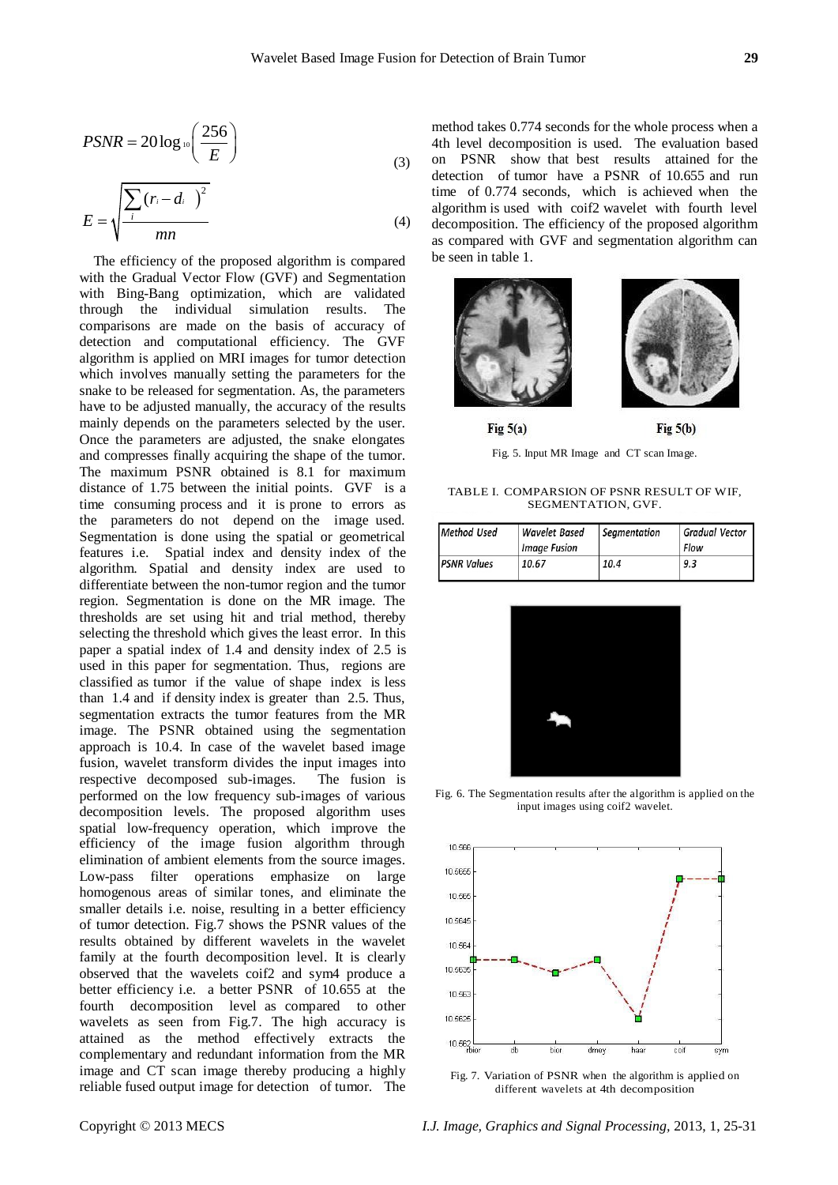$$PSNR = 20\log_{10}\left(\frac{256}{E}\right) \tag{3}$$

$$E = \sqrt{\frac{\sum_i (r_i - d_i)^2}{mn}} \tag{4}$$

The efficiency of the proposed algorithm is compared with the Gradual Vector Flow (GVF) and Segmentation with Bing-Bang optimization, which are validated through the individual simulation results. The comparisons are made on the basis of accuracy of detection and computational efficiency. The GVF algorithm is applied on MRI images for tumor detection which involves manually setting the parameters for the snake to be released for segmentation. As, the parameters have to be adjusted manually, the accuracy of the results mainly depends on the parameters selected by the user. Once the parameters are adjusted, the snake elongates and compresses finally acquiring the shape of the tumor. The maximum PSNR obtained is 8.1 for maximum distance of 1.75 between the initial points. GVF is a time consuming process and it is prone to errors as the parameters do not depend on the image used. Segmentation is done using the spatial or geometrical features i.e. Spatial index and density index of the algorithm. Spatial and density index are used to differentiate between the non-tumor region and the tumor region. Segmentation is done on the MR image. The thresholds are set using hit and trial method, thereby selecting the threshold which gives the least error. In this paper a spatial index of 1.4 and density index of 2.5 is used in this paper for segmentation. Thus, regions are classified as tumor if the value of shape index is less than 1.4 and if density index is greater than 2.5. Thus, segmentation extracts the tumor features from the MR image. The PSNR obtained using the segmentation approach is 10.4. In case of the wavelet based image fusion, wavelet transform divides the input images into respective decomposed sub-images. The fusion is performed on the low frequency sub-images of various decomposition levels. The proposed algorithm uses spatial low-frequency operation, which improve the efficiency of the image fusion algorithm through elimination of ambient elements from the source images. Low-pass filter operations emphasize on large homogenous areas of similar tones, and eliminate the smaller details i.e. noise, resulting in a better efficiency of tumor detection. Fig.7 shows the PSNR values of the results obtained by different wavelets in the wavelet family at the fourth decomposition level. It is clearly observed that the wavelets coif2 and sym4 produce a better efficiency i.e. a better PSNR of 10.655 at the fourth decomposition level as compared to other wavelets as seen from Fig.7. The high accuracy is attained as the method effectively extracts the complementary and redundant information from the MR image and CT scan image thereby producing a highly reliable fused output image for detection of tumor. The method takes 0.774 seconds for the whole process when a 4th level decomposition is used. The evaluation based on PSNR show that best results attained for the detection of tumor have a PSNR of 10.655 and run time of 0.774 seconds, which is achieved when the algorithm is used with coif2 wavelet with fourth level decomposition. The efficiency of the proposed algorithm as compared with GVF and segmentation algorithm can be seen in table 1.

Fig 5(a) Fig 5(b)

Fig. 5. Input MR Image and CT scan Image.

TABLE I. COMPARSION OF PSNR RESULT OF WIF, SEGMENTATION, GVF.

| Method Used | Wavelet Based Image Fusion | Segmentation | Gradual Vector Flow |
|---|---|---|---|
| PSNR Values | 10.67 | 10.4 | 9.3 |

Fig. 6. The Segmentation results after the algorithm is applied on the input images using coif2 wavelet.

Fig. 7. Variation of PSNR when the algorithm is applied on different wavelets at 4th decomposition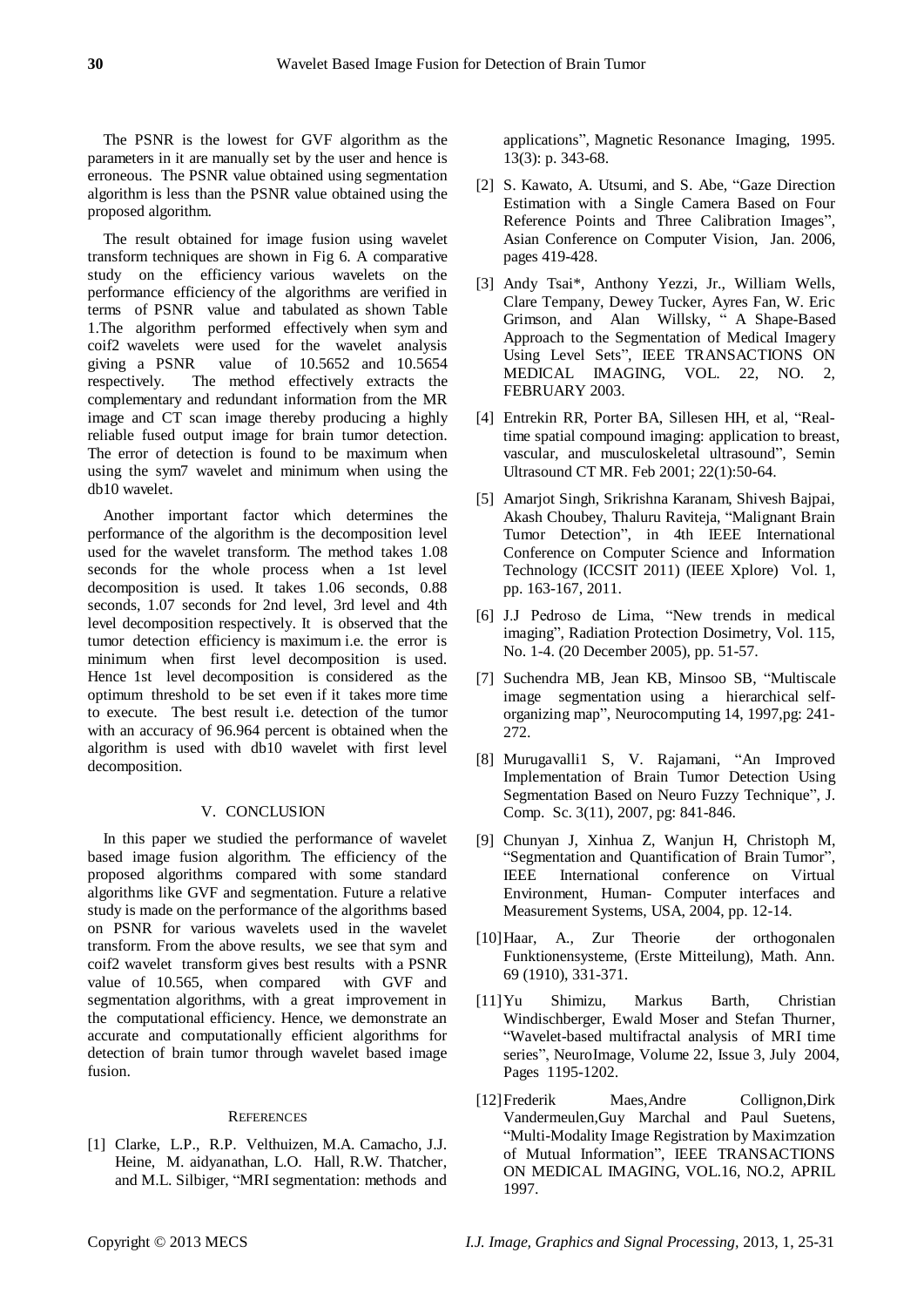The PSNR is the lowest for GVF algorithm as the parameters in it are manually set by the user and hence is erroneous. The PSNR value obtained using segmentation algorithm is less than the PSNR value obtained using the proposed algorithm.

The result obtained for image fusion using wavelet transform techniques are shown in Fig 6. A comparative study on the efficiency various wavelets on the performance efficiency of the algorithms are verified in terms of PSNR value and tabulated as shown Table 1.The algorithm performed effectively when sym and coif2 wavelets were used for the wavelet analysis giving a PSNR value of 10.5652 and 10.5654 respectively. The method effectively extracts the complementary and redundant information from the MR image and CT scan image thereby producing a highly reliable fused output image for brain tumor detection. The error of detection is found to be maximum when using the sym7 wavelet and minimum when using the db10 wavelet.

Another important factor which determines the performance of the algorithm is the decomposition level used for the wavelet transform. The method takes 1.08 seconds for the whole process when a 1st level decomposition is used. It takes 1.06 seconds, 0.88 seconds, 1.07 seconds for 2nd level, 3rd level and 4th level decomposition respectively. It is observed that the tumor detection efficiency is maximum i.e. the error is minimum when first level decomposition is used. Hence 1st level decomposition is considered as the optimum threshold to be set even if it takes more time to execute. The best result i.e. detection of the tumor with an accuracy of 96.964 percent is obtained when the algorithm is used with db10 wavelet with first level decomposition.

## V. CONCLUSION

In this paper we studied the performance of wavelet based image fusion algorithm. The efficiency of the proposed algorithms compared with some standard algorithms like GVF and segmentation. Future a relative study is made on the performance of the algorithms based on PSNR for various wavelets used in the wavelet transform. From the above results, we see that sym and coif2 wavelet transform gives best results with a PSNR value of 10.565, when compared with GVF and segmentation algorithms, with a great improvement in the computational efficiency. Hence, we demonstrate an accurate and computationally efficient algorithms for detection of brain tumor through wavelet based image fusion.

## REFERENCES

[1] Clarke, L.P., R.P. Velthuizen, M.A. Camacho, J.J. Heine, M. aidyanathan, L.O. Hall, R.W. Thatcher, and M.L. Silbiger, "MRI segmentation: methods and applications", Magnetic Resonance Imaging, 1995. 13(3): p. 343-68.

[2] S. Kawato, A. Utsumi, and S. Abe, "Gaze Direction Estimation with a Single Camera Based on Four Reference Points and Three Calibration Images", Asian Conference on Computer Vision, Jan. 2006, pages 419-428.

[3] Andy Tsai*, Anthony Yezzi, Jr., William Wells, Clare Tempany, Dewey Tucker, Ayres Fan, W. Eric Grimson, and Alan Willsky, " A Shape-Based Approach to the Segmentation of Medical Imagery Using Level Sets", IEEE TRANSACTIONS ON MEDICAL IMAGING, VOL. 22, NO. 2, FEBRUARY 2003.

[4] Entrekin RR, Porter BA, Sillesen HH, et al, "Real-time spatial compound imaging: application to breast, vascular, and musculoskeletal ultrasound", Semin Ultrasound CT MR. Feb 2001; 22(1):50-64.

[5] Amarjot Singh, Srikrishna Karanam, Shivesh Bajpai, Akash Choubey, Thaluru Raviteja, "Malignant Brain Tumor Detection", in 4th IEEE International Conference on Computer Science and Information Technology (ICCSIT 2011) (IEEE Xplore) Vol. 1, pp. 163-167, 2011.

[6] J.J Pedroso de Lima, "New trends in medical imaging", Radiation Protection Dosimetry, Vol. 115, No. 1-4. (20 December 2005), pp. 51-57.

[7] Suchendra MB, Jean KB, Minsoo SB, "Multiscale image segmentation using a hierarchical self-organizing map", Neurocomputing 14, 1997,pg: 241-272.

[8] Murugavalli1 S, V. Rajamani, "An Improved Implementation of Brain Tumor Detection Using Segmentation Based on Neuro Fuzzy Technique", J. Comp. Sc. 3(11), 2007, pg: 841-846.

[9] Chunyan J, Xinhua Z, Wanjun H, Christoph M, "Segmentation and Quantification of Brain Tumor", IEEE International conference on Virtual Environment, Human- Computer interfaces and Measurement Systems, USA, 2004, pp. 12-14.

[10] Haar, A., Zur Theorie der orthogonalen Funktionensysteme, (Erste Mitteilung), Math. Ann. 69 (1910), 331-371.

[11] Yu Shimizu, Markus Barth, Christian Windischberger, Ewald Moser and Stefan Thurner, "Wavelet-based multifractal analysis of MRI time series", NeuroImage, Volume 22, Issue 3, July 2004, Pages 1195-1202.

[12] Frederik Maes,Andre Collignon,Dirk Vandermeulen,Guy Marchal and Paul Suetens, "Multi-Modality Image Registration by Maximzation of Mutual Information", IEEE TRANSACTIONS ON MEDICAL IMAGING, VOL.16, NO.2, APRIL 1997.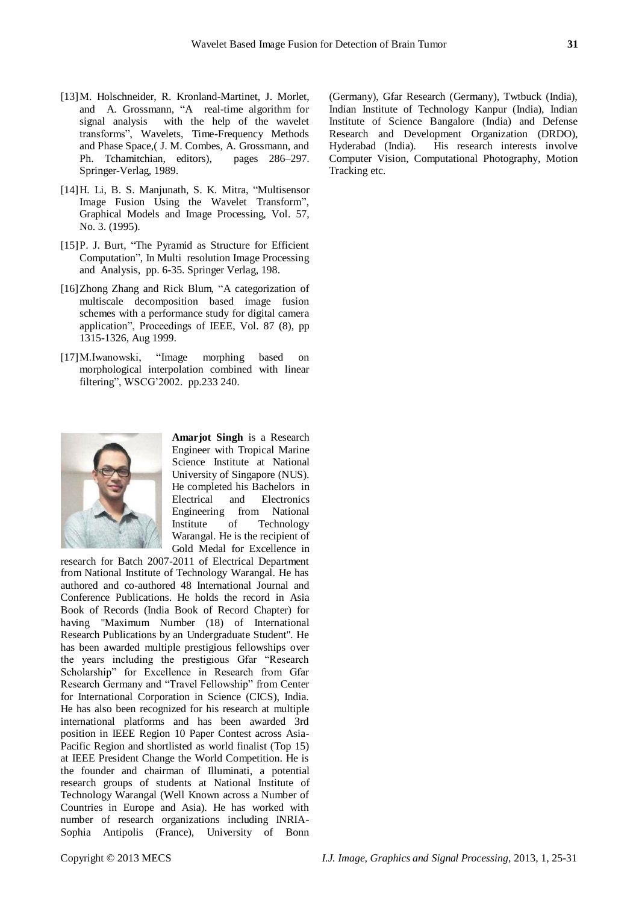[13] M. Holschneider, R. Kronland-Martinet, J. Morlet, and A. Grossmann, "A real-time algorithm for signal analysis with the help of the wavelet transforms", Wavelets, Time-Frequency Methods and Phase Space,( J. M. Combes, A. Grossmann, and Ph. Tchamitchian, editors), pages 286–297. Springer-Verlag, 1989.

[14] H. Li, B. S. Manjunath, S. K. Mitra, "Multisensor Image Fusion Using the Wavelet Transform", Graphical Models and Image Processing, Vol. 57, No. 3. (1995).

[15] P. J. Burt, "The Pyramid as Structure for Efficient Computation", In Multi resolution Image Processing and Analysis, pp. 6-35. Springer Verlag, 198.

[16] Zhong Zhang and Rick Blum, "A categorization of multiscale decomposition based image fusion schemes with a performance study for digital camera application", Proceedings of IEEE, Vol. 87 (8), pp 1315-1326, Aug 1999.

[17] M.Iwanowski, "Image morphing based on morphological interpolation combined with linear filtering", WSCG'2002. pp.233 240.

**Amarjot Singh** is a Research Engineer with Tropical Marine Science Institute at National University of Singapore (NUS). He completed his Bachelors in Electrical and Electronics Engineering from National Institute of Technology Warangal. He is the recipient of Gold Medal for Excellence in research for Batch 2007-2011 of Electrical Department from National Institute of Technology Warangal. He has authored and co-authored 48 International Journal and Conference Publications. He holds the record in Asia Book of Records (India Book of Record Chapter) for having "Maximum Number (18) of International Research Publications by an Undergraduate Student". He has been awarded multiple prestigious fellowships over the years including the prestigious Gfar "Research Scholarship" for Excellence in Research from Gfar Research Germany and "Travel Fellowship" from Center for International Corporation in Science (CICS), India. He has also been recognized for his research at multiple international platforms and has been awarded 3rd position in IEEE Region 10 Paper Contest across Asia-Pacific Region and shortlisted as world finalist (Top 15) at IEEE President Change the World Competition. He is the founder and chairman of Illuminati, a potential research groups of students at National Institute of Technology Warangal (Well Known across a Number of Countries in Europe and Asia). He has worked with number of research organizations including INRIA-Sophia Antipolis (France), University of Bonn (Germany), Gfar Research (Germany), Twtbuck (India), Indian Institute of Technology Kanpur (India), Indian Institute of Science Bangalore (India) and Defense Research and Development Organization (DRDO), Hyderabad (India). His research interests involve Computer Vision, Computational Photography, Motion Tracking etc.